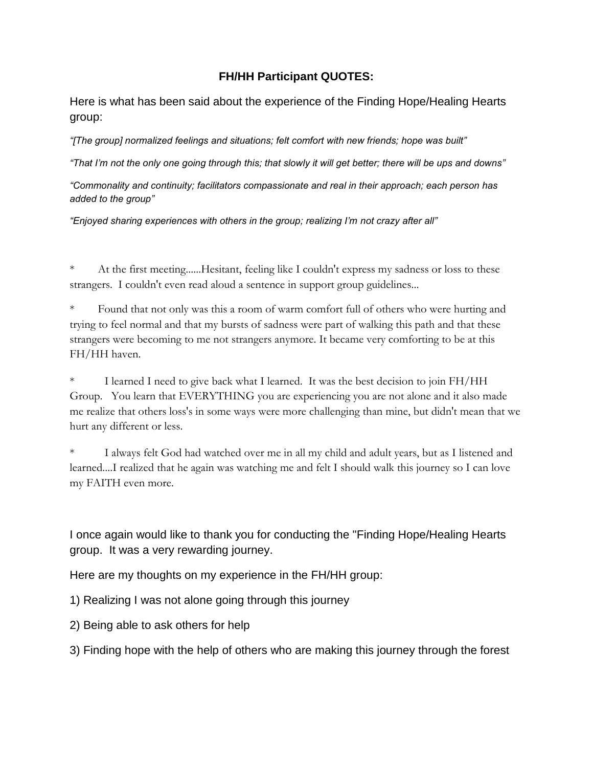# FH/HH Participant QUOTES:

Here is what has been said about the experience of the Finding Hope/Healing Hearts group:

*"[The group] normalized feelings and situations; felt comfort with new friends; hope was built"*

*"That I'm not the only one going through this; that slowly it will get better; there will be ups and downs"*

*"Commonality and continuity; facilitators compassionate and real in their approach; each person has added to the group"*

*"Enjoyed sharing experiences with others in the group; realizing I'm not crazy after all"*

* At the first meeting......Hesitant, feeling like I couldn't express my sadness or loss to these strangers. I couldn't even read aloud a sentence in support group guidelines...

* Found that not only was this a room of warm comfort full of others who were hurting and trying to feel normal and that my bursts of sadness were part of walking this path and that these strangers were becoming to me not strangers anymore. It became very comforting to be at this FH/HH haven.

* I learned I need to give back what I learned. It was the best decision to join FH/HH Group. You learn that EVERYTHING you are experiencing you are not alone and it also made me realize that others loss's in some ways were more challenging than mine, but didn't mean that we hurt any different or less.

* I always felt God had watched over me in all my child and adult years, but as I listened and learned....I realized that he again was watching me and felt I should walk this journey so I can love my FAITH even more.

I once again would like to thank you for conducting the "Finding Hope/Healing Hearts group. It was a very rewarding journey.

Here are my thoughts on my experience in the FH/HH group:

1) Realizing I was not alone going through this journey

2) Being able to ask others for help

3) Finding hope with the help of others who are making this journey through the forest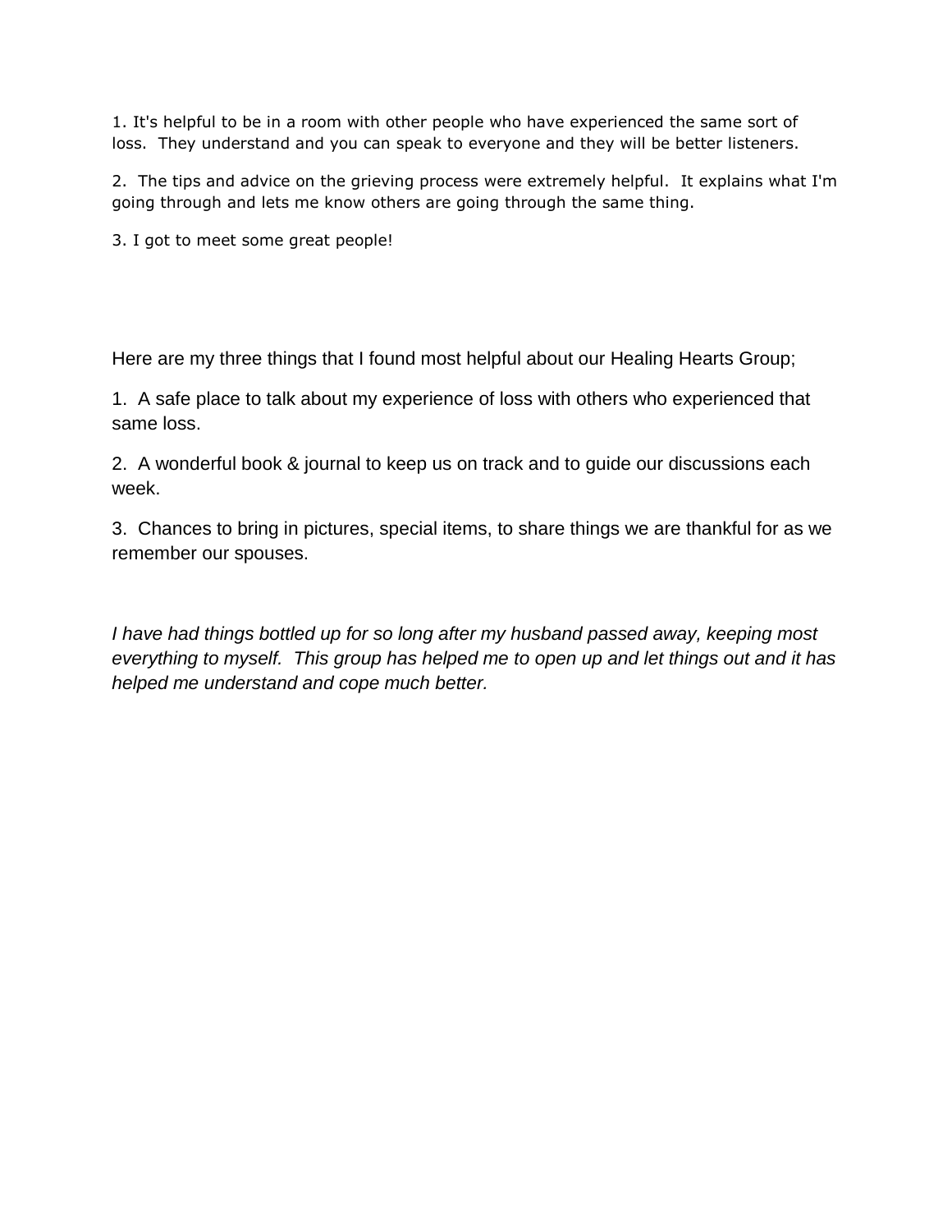1. It's helpful to be in a room with other people who have experienced the same sort of loss.  They understand and you can speak to everyone and they will be better listeners.

2.  The tips and advice on the grieving process were extremely helpful.  It explains what I'm going through and lets me know others are going through the same thing.

3. I got to meet some great people!

Here are my three things that I found most helpful about our Healing Hearts Group;

1.  A safe place to talk about my experience of loss with others who experienced that same loss.

2.  A wonderful book & journal to keep us on track and to guide our discussions each week.

3.  Chances to bring in pictures, special items, to share things we are thankful for as we remember our spouses.

*I have had things bottled up for so long after my husband passed away, keeping most everything to myself.  This group has helped me to open up and let things out and it has helped me understand and cope much better.*